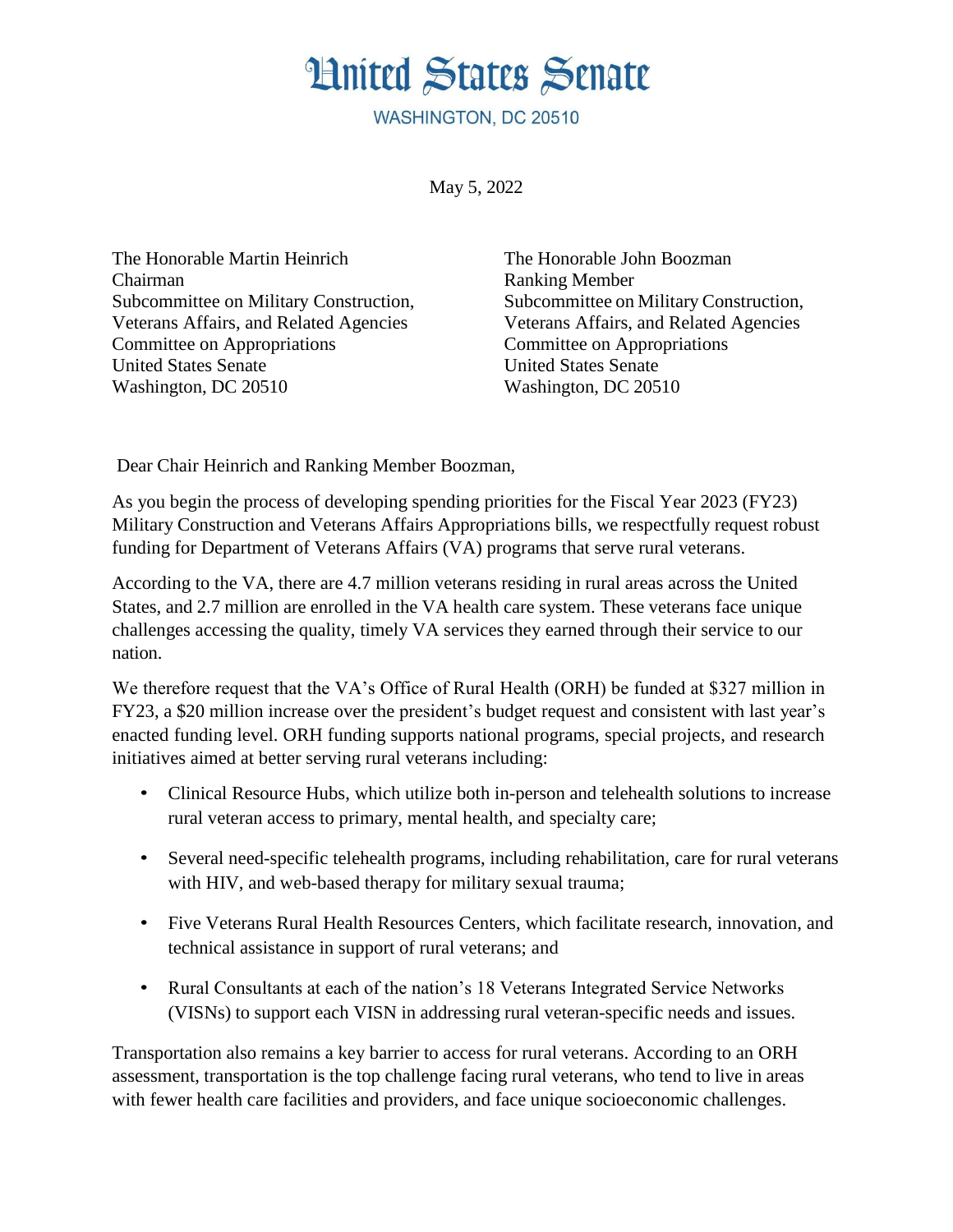# United States Senate

WASHINGTON, DC 20510

May 5, 2022

The Honorable Martin Heinrich
Chairman
Subcommittee on Military Construction, Veterans Affairs, and Related Agencies
Committee on Appropriations
United States Senate
Washington, DC 20510

The Honorable John Boozman
Ranking Member
Subcommittee on Military Construction, Veterans Affairs, and Related Agencies
Committee on Appropriations
United States Senate
Washington, DC 20510

Dear Chair Heinrich and Ranking Member Boozman,

As you begin the process of developing spending priorities for the Fiscal Year 2023 (FY23) Military Construction and Veterans Affairs Appropriations bills, we respectfully request robust funding for Department of Veterans Affairs (VA) programs that serve rural veterans.

According to the VA, there are 4.7 million veterans residing in rural areas across the United States, and 2.7 million are enrolled in the VA health care system. These veterans face unique challenges accessing the quality, timely VA services they earned through their service to our nation.

We therefore request that the VA's Office of Rural Health (ORH) be funded at $327 million in FY23, a $20 million increase over the president's budget request and consistent with last year's enacted funding level. ORH funding supports national programs, special projects, and research initiatives aimed at better serving rural veterans including:

- Clinical Resource Hubs, which utilize both in-person and telehealth solutions to increase rural veteran access to primary, mental health, and specialty care;
- Several need-specific telehealth programs, including rehabilitation, care for rural veterans with HIV, and web-based therapy for military sexual trauma;
- Five Veterans Rural Health Resources Centers, which facilitate research, innovation, and technical assistance in support of rural veterans; and
- Rural Consultants at each of the nation's 18 Veterans Integrated Service Networks (VISNs) to support each VISN in addressing rural veteran-specific needs and issues.

Transportation also remains a key barrier to access for rural veterans. According to an ORH assessment, transportation is the top challenge facing rural veterans, who tend to live in areas with fewer health care facilities and providers, and face unique socioeconomic challenges.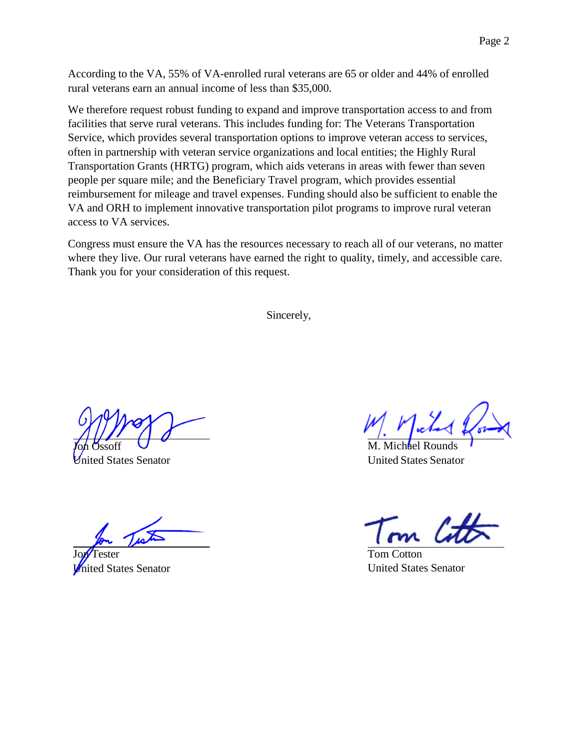According to the VA, 55% of VA-enrolled rural veterans are 65 or older and 44% of enrolled rural veterans earn an annual income of less than $35,000.

We therefore request robust funding to expand and improve transportation access to and from facilities that serve rural veterans. This includes funding for: The Veterans Transportation Service, which provides several transportation options to improve veteran access to services, often in partnership with veteran service organizations and local entities; the Highly Rural Transportation Grants (HRTG) program, which aids veterans in areas with fewer than seven people per square mile; and the Beneficiary Travel program, which provides essential reimbursement for mileage and travel expenses. Funding should also be sufficient to enable the VA and ORH to implement innovative transportation pilot programs to improve rural veteran access to VA services.

Congress must ensure the VA has the resources necessary to reach all of our veterans, no matter where they live. Our rural veterans have earned the right to quality, timely, and accessible care. Thank you for your consideration of this request.

Sincerely,

Jon Ossoff
United States Senator

M. Michael Rounds
United States Senator

Jon Tester
United States Senator

Tom Cotton
United States Senator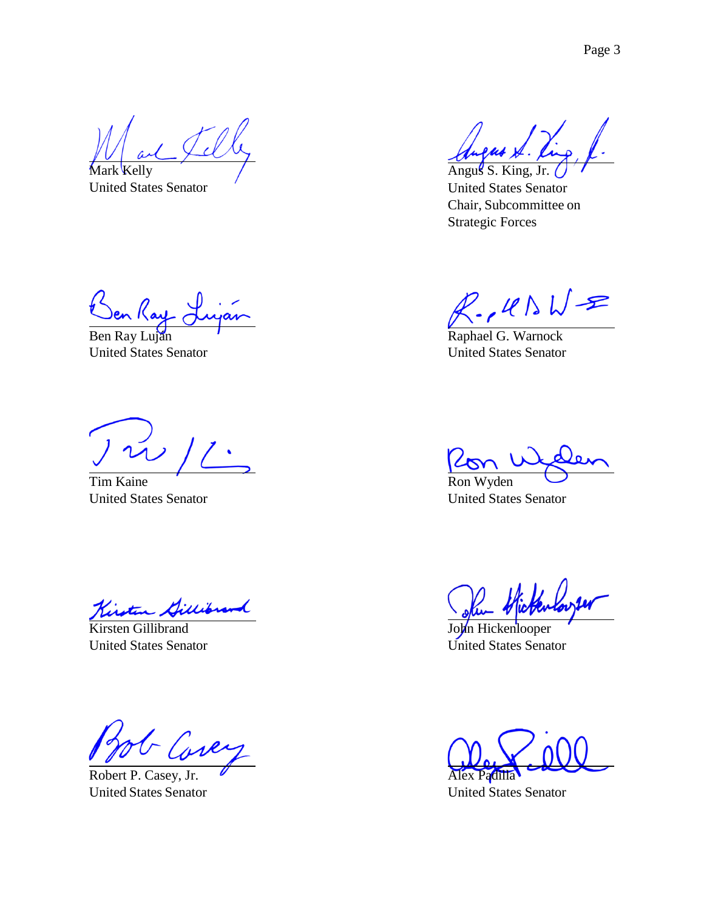Mark Kelly
United States Senator

Angus S. King, Jr.
United States Senator
Chair, Subcommittee on Strategic Forces

Ben Ray Luján
United States Senator

Raphael G. Warnock
United States Senator

Tim Kaine
United States Senator

Ron Wyden
United States Senator

Kirsten Gillibrand
United States Senator

John Hickenlooper
United States Senator

Robert P. Casey, Jr.
United States Senator

Alex Padilla
United States Senator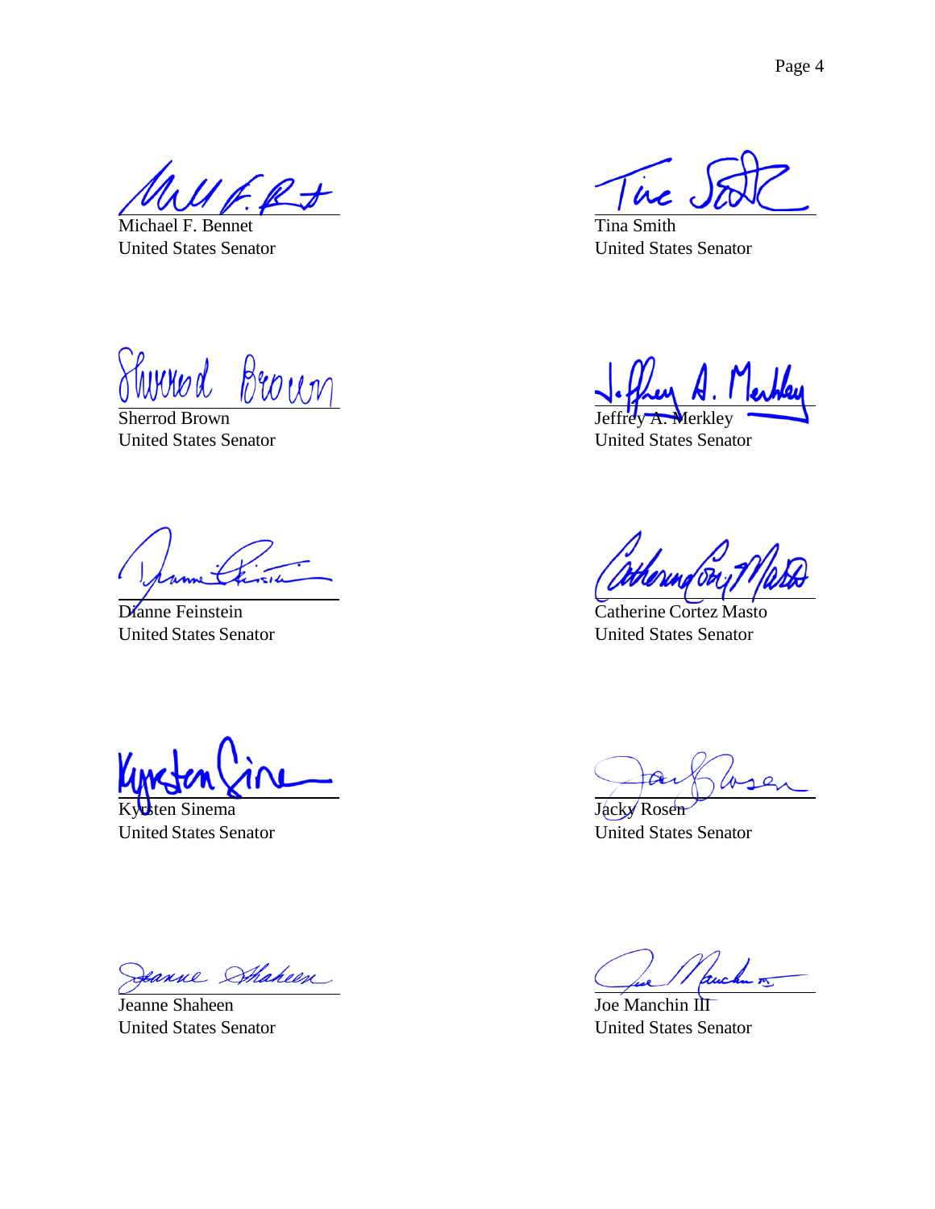Michael F. Bennet
United States Senator

Tina Smith
United States Senator

Sherrod Brown
United States Senator

Jeffrey A. Merkley
United States Senator

Dianne Feinstein
United States Senator

Catherine Cortez Masto
United States Senator

Kyrsten Sinema
United States Senator

Jacky Rosen
United States Senator

Jeanne Shaheen
United States Senator

Joe Manchin III
United States Senator